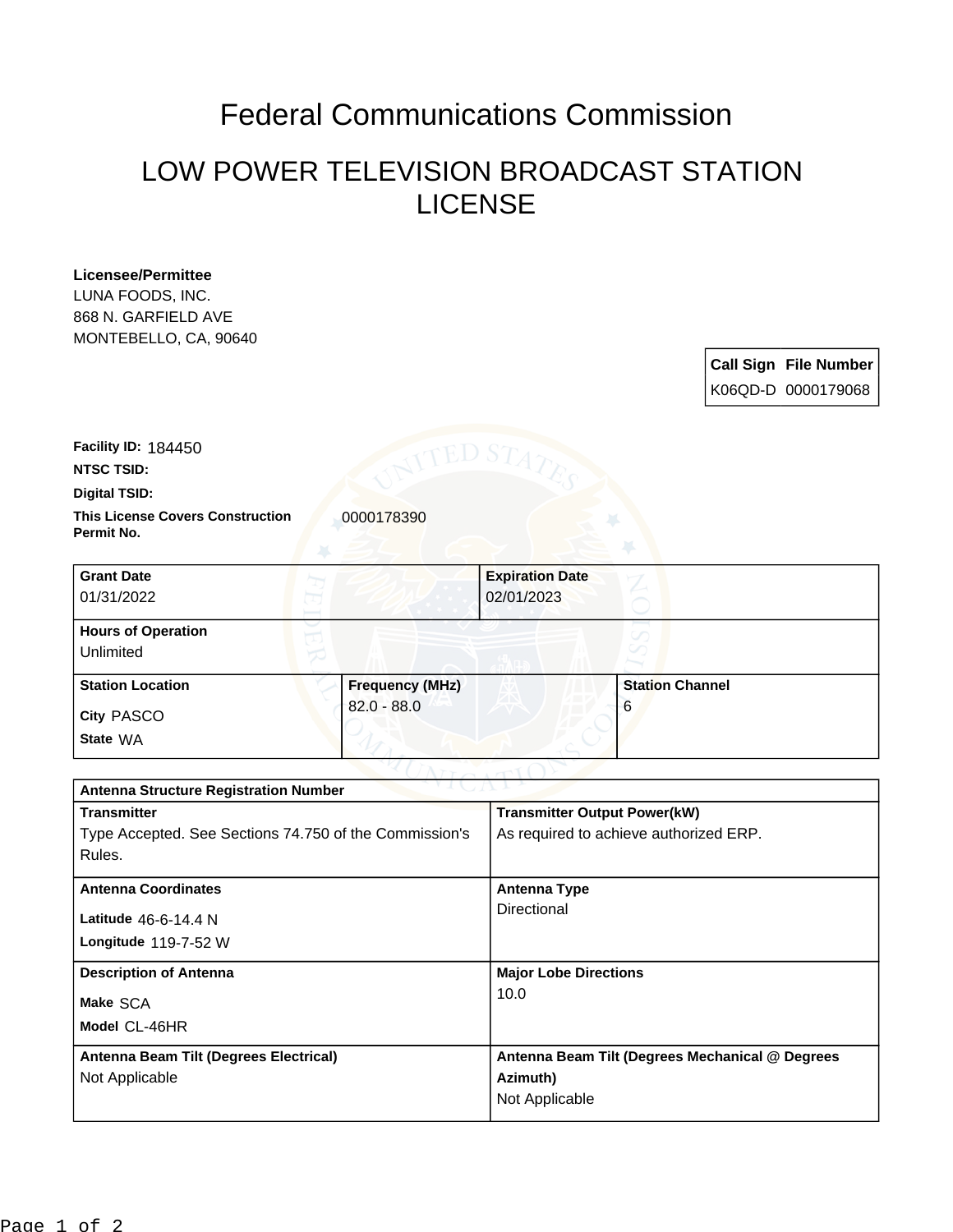# Federal Communications Commission

## LOW POWER TELEVISION BROADCAST STATION LICENSE

**Licensee/Permittee**
LUNA FOODS, INC.
868 N. GARFIELD AVE
MONTEBELLO, CA, 90640

| Call Sign | File Number |
| --- | --- |
| K06QD-D | 0000179068 |

**Facility ID:** 184450

**NTSC TSID:**

**Digital TSID:**

**This License Covers Construction Permit No.** 0000178390

| Grant Date | Expiration Date |
| --- | --- |
| 01/31/2022 | 02/01/2023 |

**Hours of Operation**
Unlimited

| Station Location | Frequency (MHz) | Station Channel |
| --- | --- | --- |
| City PASCO<br>State WA | 82.0 - 88.0 | 6 |

**Antenna Structure Registration Number**

| Transmitter | Transmitter Output Power(kW) |
| --- | --- |
| Type Accepted. See Sections 74.750 of the Commission's Rules. | As required to achieve authorized ERP. |

| Antenna Coordinates | Antenna Type |
| --- | --- |
| Latitude 46-6-14.4 N<br>Longitude 119-7-52 W | Directional |

| Description of Antenna | Major Lobe Directions |
| --- | --- |
| Make SCA<br>Model CL-46HR | 10.0 |

| Antenna Beam Tilt (Degrees Electrical) | Antenna Beam Tilt (Degrees Mechanical @ Degrees Azimuth) |
| --- | --- |
| Not Applicable | Not Applicable |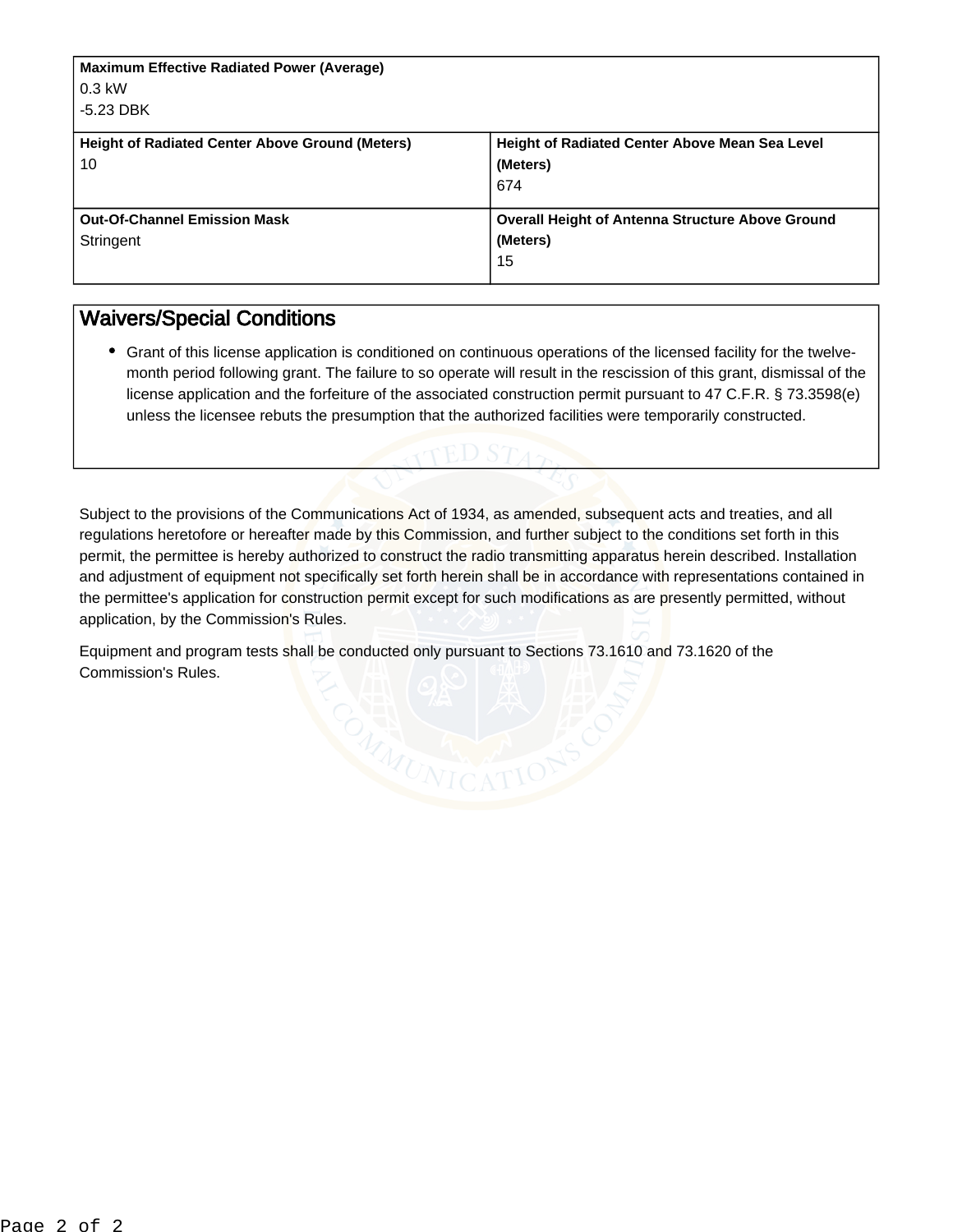| | |
|---|---|
| **Maximum Effective Radiated Power (Average)**<br>0.3 kW<br>-5.23 DBK | |
| **Height of Radiated Center Above Ground (Meters)**<br>10 | **Height of Radiated Center Above Mean Sea Level (Meters)**<br>674 |
| **Out-Of-Channel Emission Mask**<br>Stringent | **Overall Height of Antenna Structure Above Ground (Meters)**<br>15 |

## Waivers/Special Conditions

- Grant of this license application is conditioned on continuous operations of the licensed facility for the twelve-month period following grant. The failure to so operate will result in the rescission of this grant, dismissal of the license application and the forfeiture of the associated construction permit pursuant to 47 C.F.R. § 73.3598(e) unless the licensee rebuts the presumption that the authorized facilities were temporarily constructed.

Subject to the provisions of the Communications Act of 1934, as amended, subsequent acts and treaties, and all regulations heretofore or hereafter made by this Commission, and further subject to the conditions set forth in this permit, the permittee is hereby authorized to construct the radio transmitting apparatus herein described. Installation and adjustment of equipment not specifically set forth herein shall be in accordance with representations contained in the permittee's application for construction permit except for such modifications as are presently permitted, without application, by the Commission's Rules.

Equipment and program tests shall be conducted only pursuant to Sections 73.1610 and 73.1620 of the Commission's Rules.